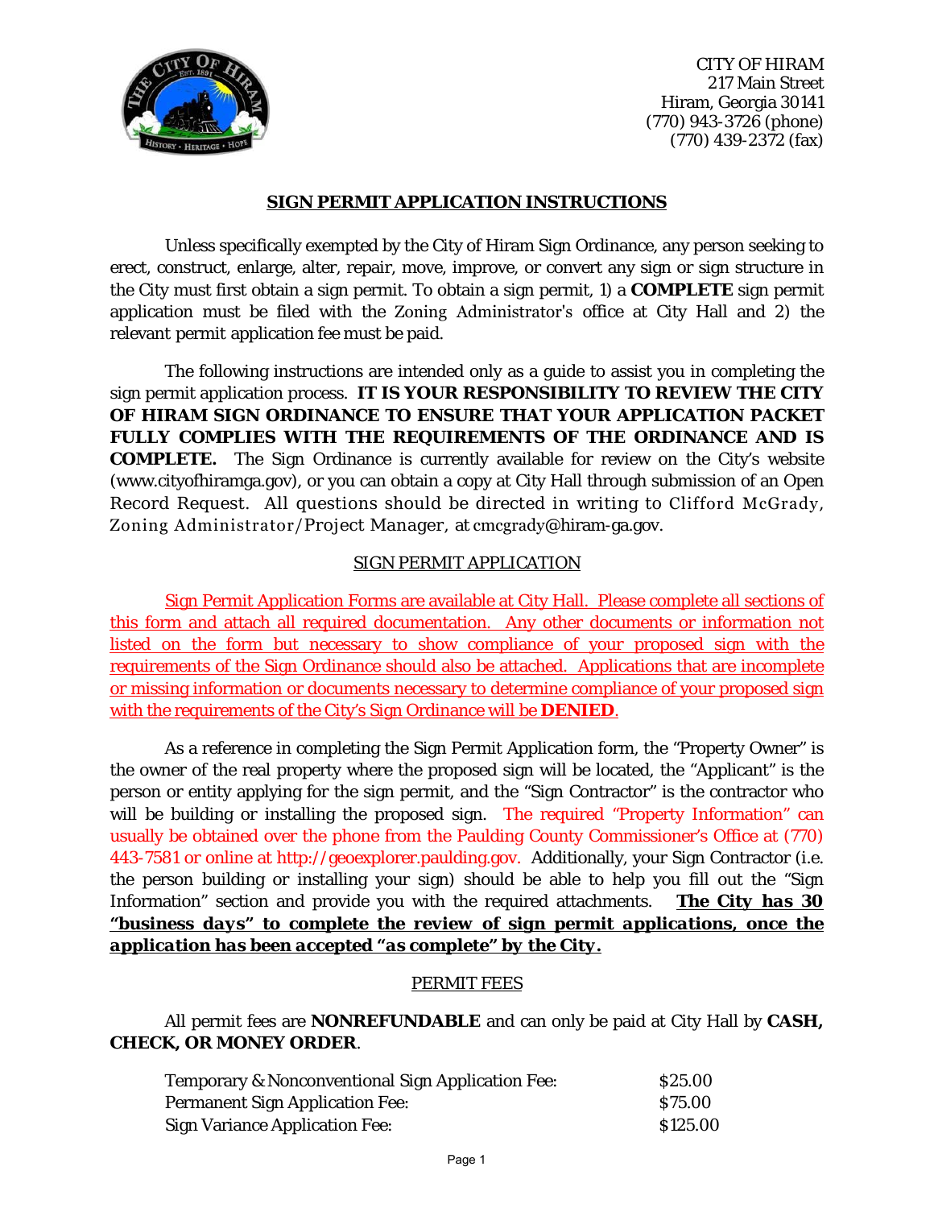CITY OF HIRAM
217 Main Street
Hiram, Georgia 30141
(770) 943-3726 (phone)
(770) 439-2372 (fax)

## SIGN PERMIT APPLICATION INSTRUCTIONS

Unless specifically exempted by the City of Hiram Sign Ordinance, any person seeking to erect, construct, enlarge, alter, repair, move, improve, or convert any sign or sign structure in the City must first obtain a sign permit. To obtain a sign permit, 1) a **COMPLETE** sign permit application must be filed with the Zoning Administrator's office at City Hall and 2) the relevant permit application fee must be paid.

The following instructions are intended only as a guide to assist you in completing the sign permit application process. **IT IS YOUR RESPONSIBILITY TO REVIEW THE CITY OF HIRAM SIGN ORDINANCE TO ENSURE THAT YOUR APPLICATION PACKET FULLY COMPLIES WITH THE REQUIREMENTS OF THE ORDINANCE AND IS COMPLETE.** The Sign Ordinance is currently available for review on the City's website (www.cityofhiramga.gov), or you can obtain a copy at City Hall through submission of an Open Record Request. All questions should be directed in writing to Clifford McGrady, Zoning Administrator/Project Manager, at cmcgrady@hiram-ga.gov.

### SIGN PERMIT APPLICATION

Sign Permit Application Forms are available at City Hall. Please complete all sections of this form and attach all required documentation. Any other documents or information not listed on the form but necessary to show compliance of your proposed sign with the requirements of the Sign Ordinance should also be attached. Applications that are incomplete or missing information or documents necessary to determine compliance of your proposed sign with the requirements of the City's Sign Ordinance will be **DENIED**.

As a reference in completing the Sign Permit Application form, the "Property Owner" is the owner of the real property where the proposed sign will be located, the "Applicant" is the person or entity applying for the sign permit, and the "Sign Contractor" is the contractor who will be building or installing the proposed sign. The required "Property Information" can usually be obtained over the phone from the Paulding County Commissioner's Office at (770) 443-7581 or online at http://geoexplorer.paulding.gov. Additionally, your Sign Contractor (i.e. the person building or installing your sign) should be able to help you fill out the "Sign Information" section and provide you with the required attachments. ***The City has 30 "business days" to complete the review of sign permit applications, once the application has been accepted "as complete" by the City.***

### PERMIT FEES

All permit fees are **NONREFUNDABLE** and can only be paid at City Hall by **CASH, CHECK, OR MONEY ORDER**.

| | |
|---|---|
| Temporary & Nonconventional Sign Application Fee: | $25.00 |
| Permanent Sign Application Fee: | $75.00 |
| Sign Variance Application Fee: | $125.00 |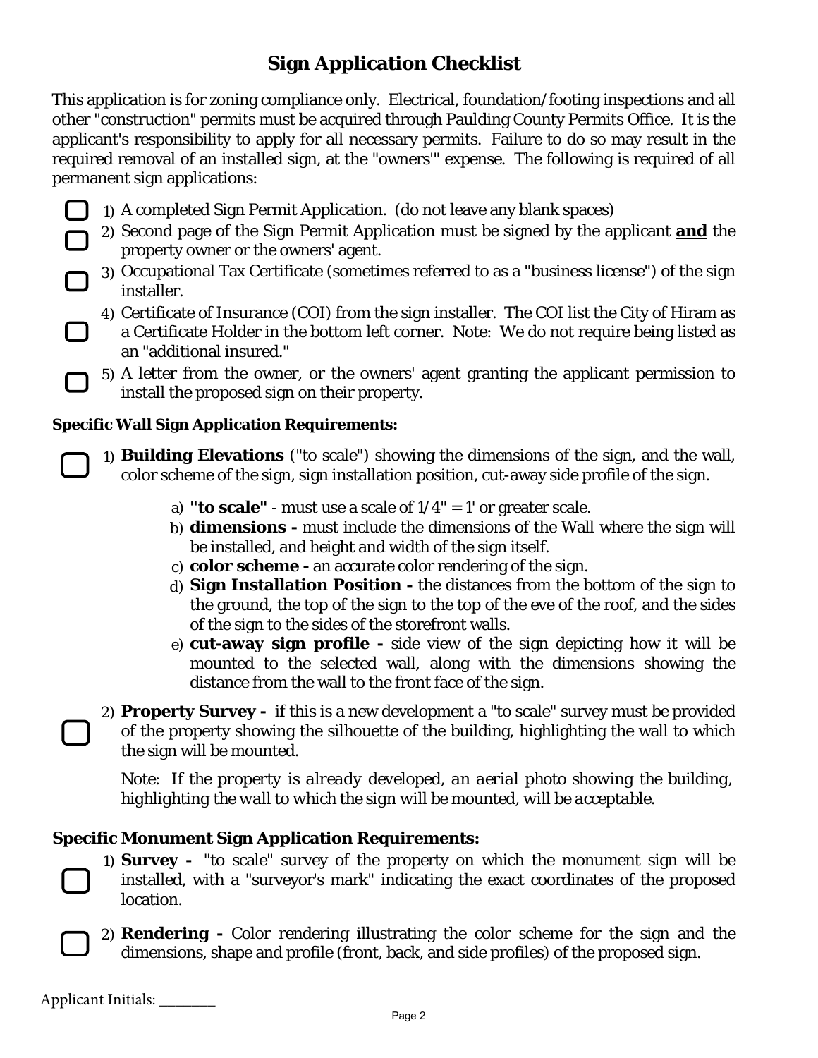# Sign Application Checklist

This application is for zoning compliance only. Electrical, foundation/footing inspections and all other "construction" permits must be acquired through Paulding County Permits Office. It is the applicant's responsibility to apply for all necessary permits. Failure to do so may result in the required removal of an installed sign, at the "owners'" expense. The following is required of all permanent sign applications:

- [ ] 1) A completed Sign Permit Application. (do not leave any blank spaces)
- [ ] 2) Second page of the Sign Permit Application must be signed by the applicant **and** the property owner or the owners' agent.
- [ ] 3) Occupational Tax Certificate (sometimes referred to as a "business license") of the sign installer.
- [ ] 4) Certificate of Insurance (COI) from the sign installer. The COI list the City of Hiram as a Certificate Holder in the bottom left corner. Note: We do not require being listed as an "additional insured."
- [ ] 5) A letter from the owner, or the owners' agent granting the applicant permission to install the proposed sign on their property.

**Specific Wall Sign Application Requirements:**

- [ ] 1) **Building Elevations** ("to scale") showing the dimensions of the sign, and the wall, color scheme of the sign, sign installation position, cut-away side profile of the sign.
  - a) **"to scale"** - must use a scale of 1/4" = 1' or greater scale.
  - b) **dimensions -** must include the dimensions of the Wall where the sign will be installed, and height and width of the sign itself.
  - c) **color scheme -** an accurate color rendering of the sign.
  - d) **Sign Installation Position -** the distances from the bottom of the sign to the ground, the top of the sign to the top of the eve of the roof, and the sides of the sign to the sides of the storefront walls.
  - e) **cut-away sign profile -** side view of the sign depicting how it will be mounted to the selected wall, along with the dimensions showing the distance from the wall to the front face of the sign.
- [ ] 2) **Property Survey -** if this is a new development a "to scale" survey must be provided of the property showing the silhouette of the building, highlighting the wall to which the sign will be mounted.

  *Note: If the property is already developed, an aerial photo showing the building, highlighting the wall to which the sign will be mounted, will be acceptable.*

**Specific Monument Sign Application Requirements:**

- [ ] 1) **Survey -** "to scale" survey of the property on which the monument sign will be installed, with a "surveyor's mark" indicating the exact coordinates of the proposed location.
- [ ] 2) **Rendering -** Color rendering illustrating the color scheme for the sign and the dimensions, shape and profile (front, back, and side profiles) of the proposed sign.

Applicant Initials: ________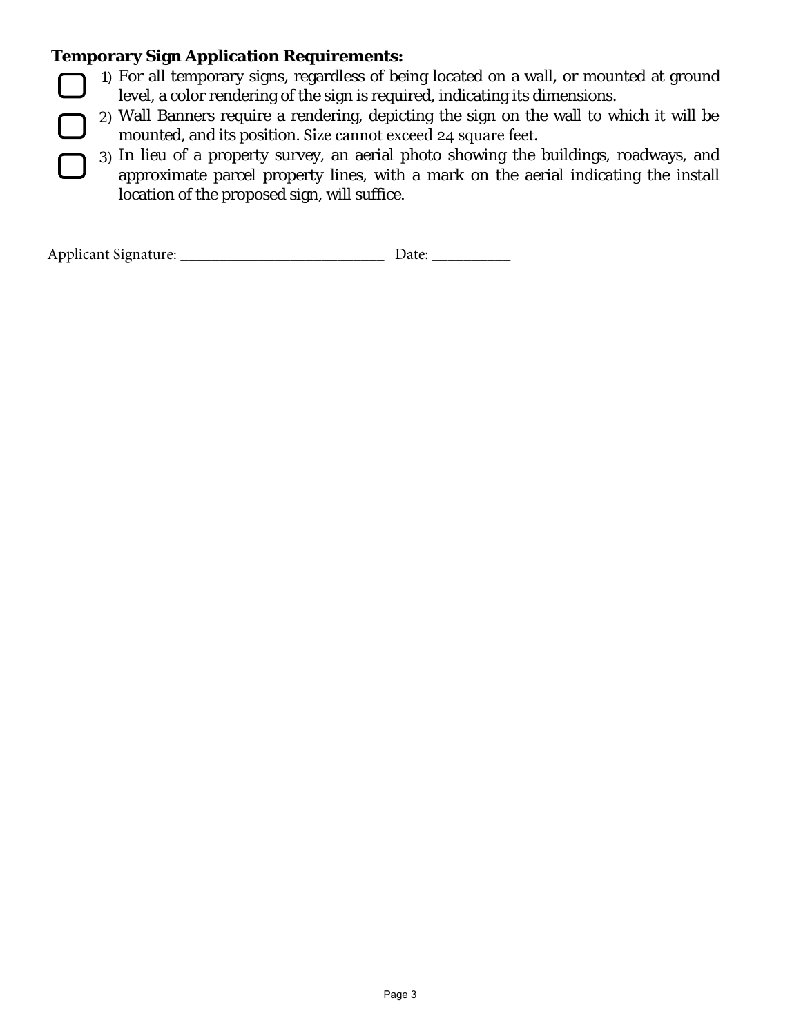**Temporary Sign Application Requirements:**

- ☐ 1) For all temporary signs, regardless of being located on a wall, or mounted at ground level, a color rendering of the sign is required, indicating its dimensions.
- ☐ 2) Wall Banners require a rendering, depicting the sign on the wall to which it will be mounted, and its position. Size cannot exceed 24 square feet.
- ☐ 3) In lieu of a property survey, an aerial photo showing the buildings, roadways, and approximate parcel property lines, with a mark on the aerial indicating the install location of the proposed sign, will suffice.

Applicant Signature: ___________________________ Date: __________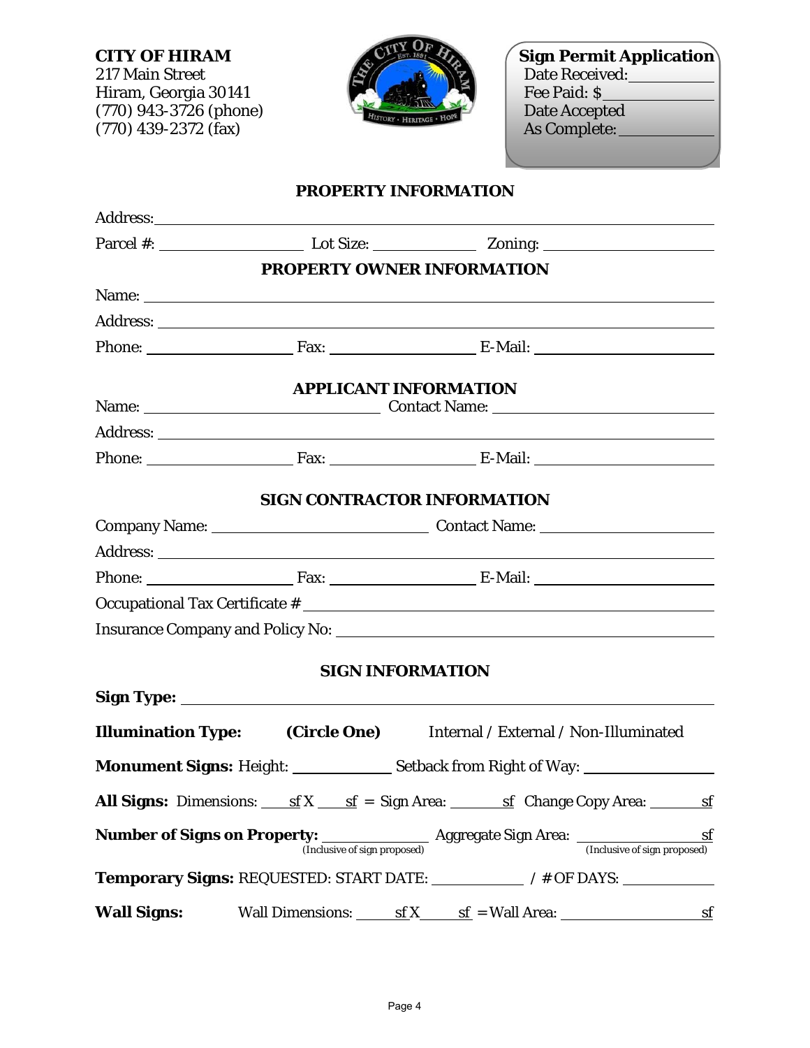**CITY OF HIRAM**
217 Main Street
Hiram, Georgia 30141
(770) 943-3726 (phone)
(770) 439-2372 (fax)

**Sign Permit Application**
Date Received: ____________
Fee Paid: $ ____________
Date Accepted
As Complete: ____________

## PROPERTY INFORMATION

Address: ______________________________________________

Parcel #: ____________ Lot Size: ____________ Zoning: ____________

## PROPERTY OWNER INFORMATION

Name: ______________________________________________

Address: ______________________________________________

Phone: ____________ Fax: ____________ E-Mail: ____________

## APPLICANT INFORMATION

Name: ____________________ Contact Name: ____________________

Address: ______________________________________________

Phone: ____________ Fax: ____________ E-Mail: ____________

## SIGN CONTRACTOR INFORMATION

Company Name: ____________________ Contact Name: ____________________

Address: ______________________________________________

Phone: ____________ Fax: ____________ E-Mail: ____________

Occupational Tax Certificate # ______________________________________________

Insurance Company and Policy No: ______________________________________________

## SIGN INFORMATION

**Sign Type:** ______________________________________________

**Illumination Type:** **(Circle One)** Internal / External / Non-Illuminated

**Monument Signs:** Height: ____________ Setback from Right of Way: ____________

**All Signs:** Dimensions: ____sf X ____sf = Sign Area: ______sf Change Copy Area: ______sf

**Number of Signs on Property:** ____________ (Inclusive of sign proposed) Aggregate Sign Area: ____________sf (Inclusive of sign proposed)

**Temporary Signs:** REQUESTED: START DATE: ____________ / # OF DAYS: ____________

**Wall Signs:** Wall Dimensions: _____sf X _____sf = Wall Area: ____________sf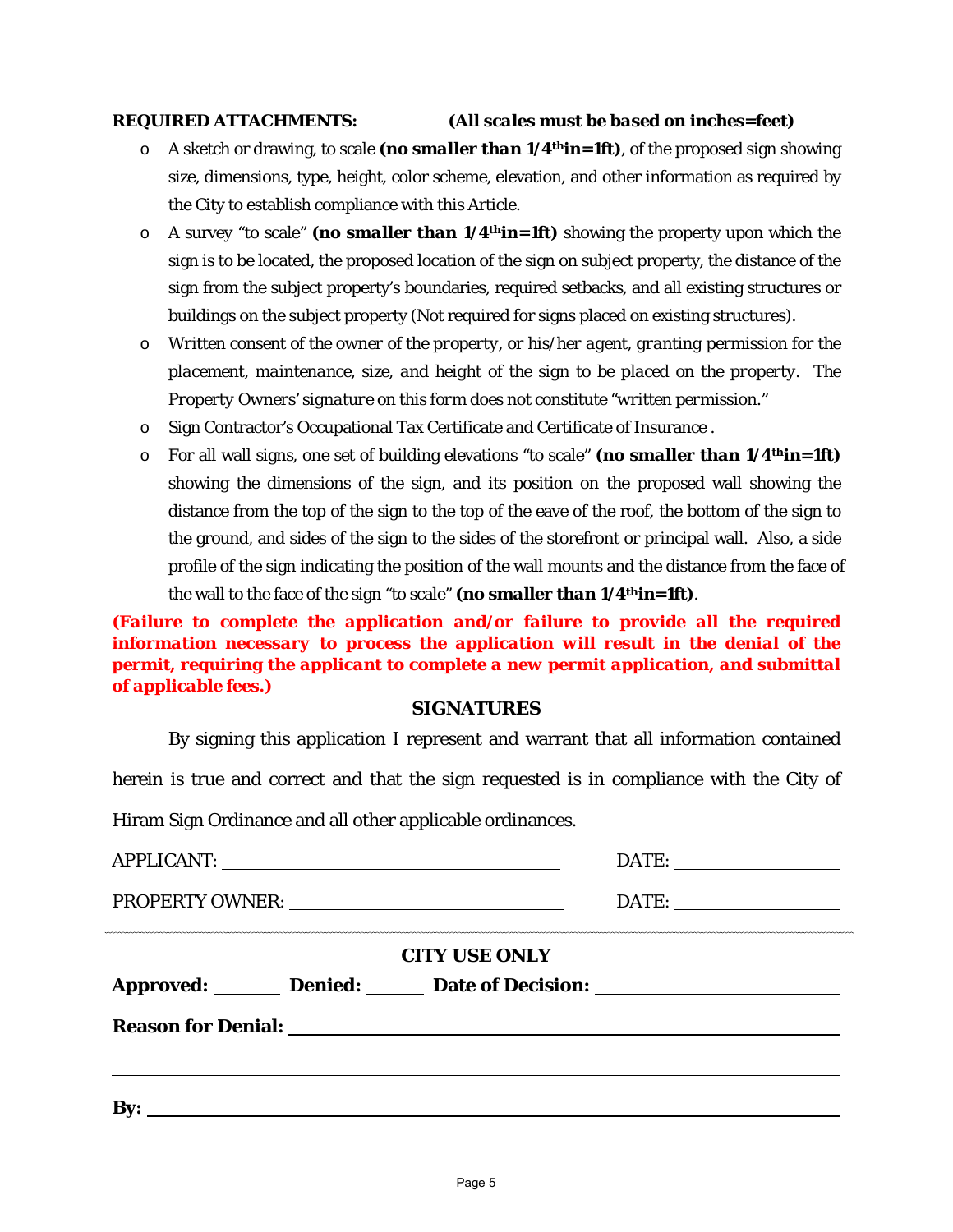**REQUIRED ATTACHMENTS:** ***(All scales must be based on inches=feet)***

- A sketch or drawing, to scale ***(no smaller than 1/4th in=1ft)***, of the proposed sign showing size, dimensions, type, height, color scheme, elevation, and other information as required by the City to establish compliance with this Article.
- A survey "to scale" ***(no smaller than 1/4th in=1ft)*** showing the property upon which the sign is to be located, the proposed location of the sign on subject property, the distance of the sign from the subject property's boundaries, required setbacks, and all existing structures or buildings on the subject property (Not required for signs placed on existing structures).
- *Written consent of the owner of the property, or his/her agent, granting permission for the placement, maintenance, size, and height of the sign to be placed on the property. The Property Owners' signature on this form does not constitute "written permission."*
- Sign Contractor's Occupational Tax Certificate and Certificate of Insurance .
- For all wall signs, one set of building elevations "to scale" ***(no smaller than 1/4th in=1ft)*** showing the dimensions of the sign, and its position on the proposed wall showing the distance from the top of the sign to the top of the eave of the roof, the bottom of the sign to the ground, and sides of the sign to the sides of the storefront or principal wall. Also, a side profile of the sign indicating the position of the wall mounts and the distance from the face of the wall to the face of the sign "to scale" ***(no smaller than 1/4th in=1ft)***.

***(Failure to complete the application and/or failure to provide all the required information necessary to process the application will result in the denial of the permit, requiring the applicant to complete a new permit application, and submittal of applicable fees.)***

## SIGNATURES

By signing this application I represent and warrant that all information contained herein is true and correct and that the sign requested is in compliance with the City of Hiram Sign Ordinance and all other applicable ordinances.

APPLICANT: ______________________________ DATE: ______________

PROPERTY OWNER: ________________________ DATE: ______________

---

## CITY USE ONLY

**Approved:** ______ **Denied:** ______ **Date of Decision:** ____________________

**Reason for Denial:** ____________________________________________

______________________________________________________________

**By:** ___________________________________________________________